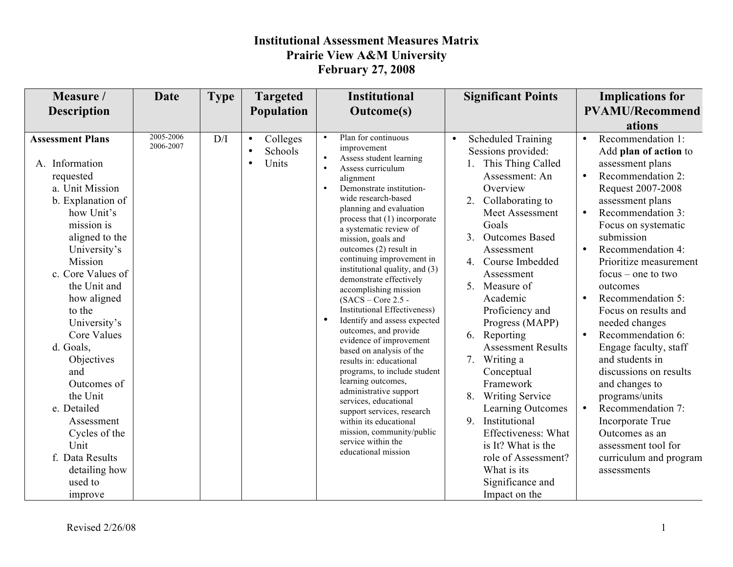# Institutional Assessment Measures Matrix
## Prairie View A&M University
## February 27, 2008

| Measure / Description | Date | Type | Targeted Population | Institutional Outcome(s) | Significant Points | Implications for PVAMU/Recommendations |
|---|---|---|---|---|---|---|
| **Assessment Plans**<br><br>A. Information requested<br>a. Unit Mission<br>b. Explanation of how Unit's mission is aligned to the University's Mission<br>c. Core Values of the Unit and how aligned to the University's Core Values<br>d. Goals, Objectives and Outcomes of the Unit<br>e. Detailed Assessment Cycles of the Unit<br>f. Data Results detailing how used to improve | 2005-2006<br>2006-2007 | D/I | • Colleges<br>• Schools<br>• Units | • Plan for continuous improvement<br>• Assess student learning<br>• Assess curriculum alignment<br>• Demonstrate institution-wide research-based planning and evaluation process that (1) incorporate a systematic review of mission, goals and outcomes (2) result in continuing improvement in institutional quality, and (3) demonstrate effectively accomplishing mission (SACS – Core 2.5 - Institutional Effectiveness)<br>• Identify and assess expected outcomes, and provide evidence of improvement based on analysis of the results in: educational programs, to include student learning outcomes, administrative support services, educational support services, research within its educational mission, community/public service within the educational mission | • Scheduled Training Sessions provided:<br>1. This Thing Called Assessment: An Overview<br>2. Collaborating to Meet Assessment Goals<br>3. Outcomes Based Assessment<br>4. Course Imbedded Assessment<br>5. Measure of Academic Proficiency and Progress (MAPP)<br>6. Reporting Assessment Results<br>7. Writing a Conceptual Framework<br>8. Writing Service Learning Outcomes<br>9. Institutional Effectiveness: What is It? What is the role of Assessment? What is its Significance and Impact on the | • Recommendation 1: Add **plan of action** to assessment plans<br>• Recommendation 2: Request 2007-2008 assessment plans<br>• Recommendation 3: Focus on systematic submission<br>• Recommendation 4: Prioritize measurement focus – one to two outcomes<br>• Recommendation 5: Focus on results and needed changes<br>• Recommendation 6: Engage faculty, staff and students in discussions on results and changes to programs/units<br>• Recommendation 7: Incorporate True Outcomes as an assessment tool for curriculum and program assessments |

Revised 2/26/08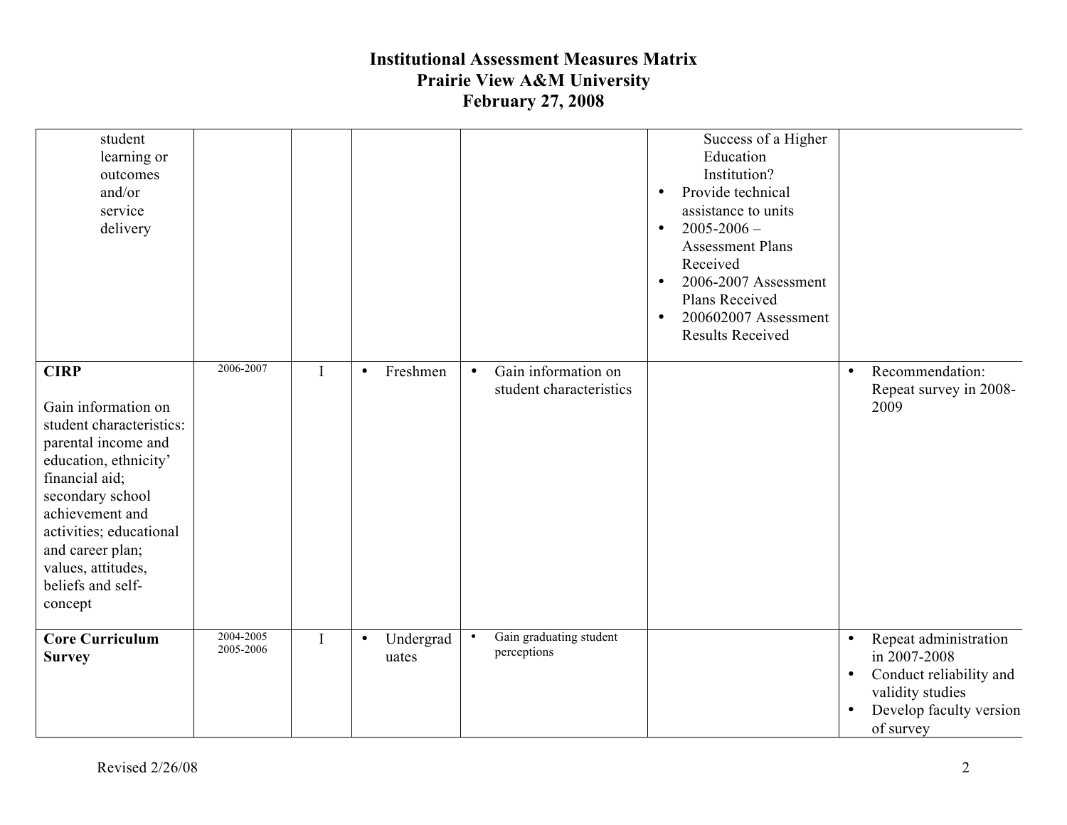# Institutional Assessment Measures Matrix
# Prairie View A&M University
# February 27, 2008

| | | | | | | |
|---|---|---|---|---|---|---|
| student learning or outcomes and/or service delivery | | | | | Success of a Higher Education Institution?<br>• Provide technical assistance to units<br>• 2005-2006 – Assessment Plans Received<br>• 2006-2007 Assessment Plans Received<br>• 200602007 Assessment Results Received | |
| **CIRP**<br><br>Gain information on student characteristics: parental income and education, ethnicity' financial aid; secondary school achievement and activities; educational and career plan; values, attitudes, beliefs and self-concept | 2006-2007 | I | • Freshmen | • Gain information on student characteristics | | • Recommendation: Repeat survey in 2008-2009 |
| **Core Curriculum Survey** | 2004-2005<br>2005-2006 | I | • Undergraduates | • Gain graduating student perceptions | | • Repeat administration in 2007-2008<br>• Conduct reliability and validity studies<br>• Develop faculty version of survey |

Revised 2/26/08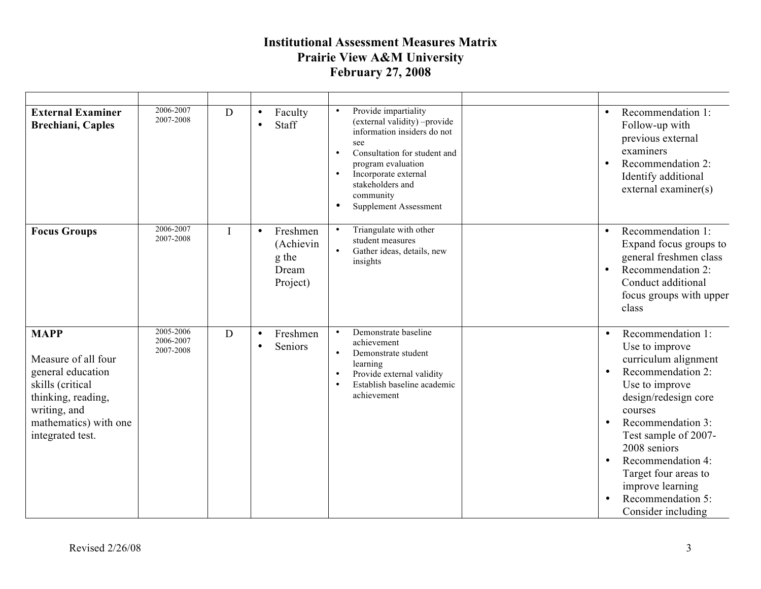# Institutional Assessment Measures Matrix
# Prairie View A&M University
# February 27, 2008

| | | | | | | |
|---|---|---|---|---|---|---|
| **External Examiner Brechiani, Caples** | 2006-2007<br>2007-2008 | D | • Faculty<br>• Staff | • Provide impartiality (external validity) –provide information insiders do not see<br>• Consultation for student and program evaluation<br>• Incorporate external stakeholders and community<br>• Supplement Assessment | | • Recommendation 1: Follow-up with previous external examiners<br>• Recommendation 2: Identify additional external examiner(s) |
| **Focus Groups** | 2006-2007<br>2007-2008 | I | • Freshmen (Achieving the Dream Project) | • Triangulate with other student measures<br>• Gather ideas, details, new insights | | • Recommendation 1: Expand focus groups to general freshmen class<br>• Recommendation 2: Conduct additional focus groups with upper class |
| **MAPP**<br><br>Measure of all four general education skills (critical thinking, reading, writing, and mathematics) with one integrated test. | 2005-2006<br>2006-2007<br>2007-2008 | D | • Freshmen<br>• Seniors | • Demonstrate baseline achievement<br>• Demonstrate student learning<br>• Provide external validity<br>• Establish baseline academic achievement | | • Recommendation 1: Use to improve curriculum alignment<br>• Recommendation 2: Use to improve design/redesign core courses<br>• Recommendation 3: Test sample of 2007-2008 seniors<br>• Recommendation 4: Target four areas to improve learning<br>• Recommendation 5: Consider including |

Revised 2/26/08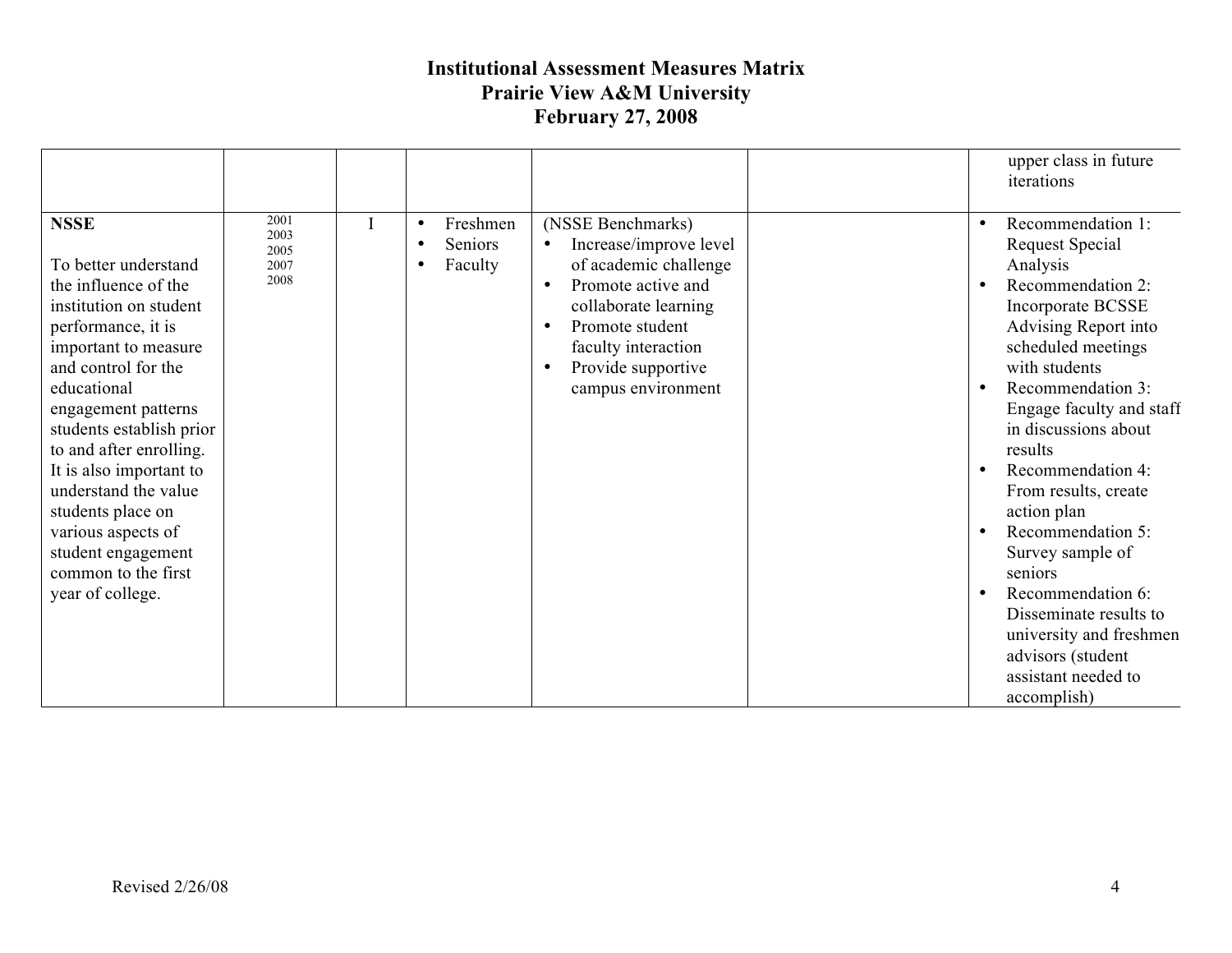# Institutional Assessment Measures Matrix
## Prairie View A&M University
## February 27, 2008

| | | | | | | |
|---|---|---|---|---|---|---|
| | | | | | | upper class in future iterations |
| **NSSE**<br><br>To better understand the influence of the institution on student performance, it is important to measure and control for the educational engagement patterns students establish prior to and after enrolling. It is also important to understand the value students place on various aspects of student engagement common to the first year of college. | 2001<br>2003<br>2005<br>2007<br>2008 | I | • Freshmen<br>• Seniors<br>• Faculty | (NSSE Benchmarks)<br>• Increase/improve level of academic challenge<br>• Promote active and collaborate learning<br>• Promote student faculty interaction<br>• Provide supportive campus environment | | • Recommendation 1: Request Special Analysis<br>• Recommendation 2: Incorporate BCSSE Advising Report into scheduled meetings with students<br>• Recommendation 3: Engage faculty and staff in discussions about results<br>• Recommendation 4: From results, create action plan<br>• Recommendation 5: Survey sample of seniors<br>• Recommendation 6: Disseminate results to university and freshmen advisors (student assistant needed to accomplish) |

Revised 2/26/08